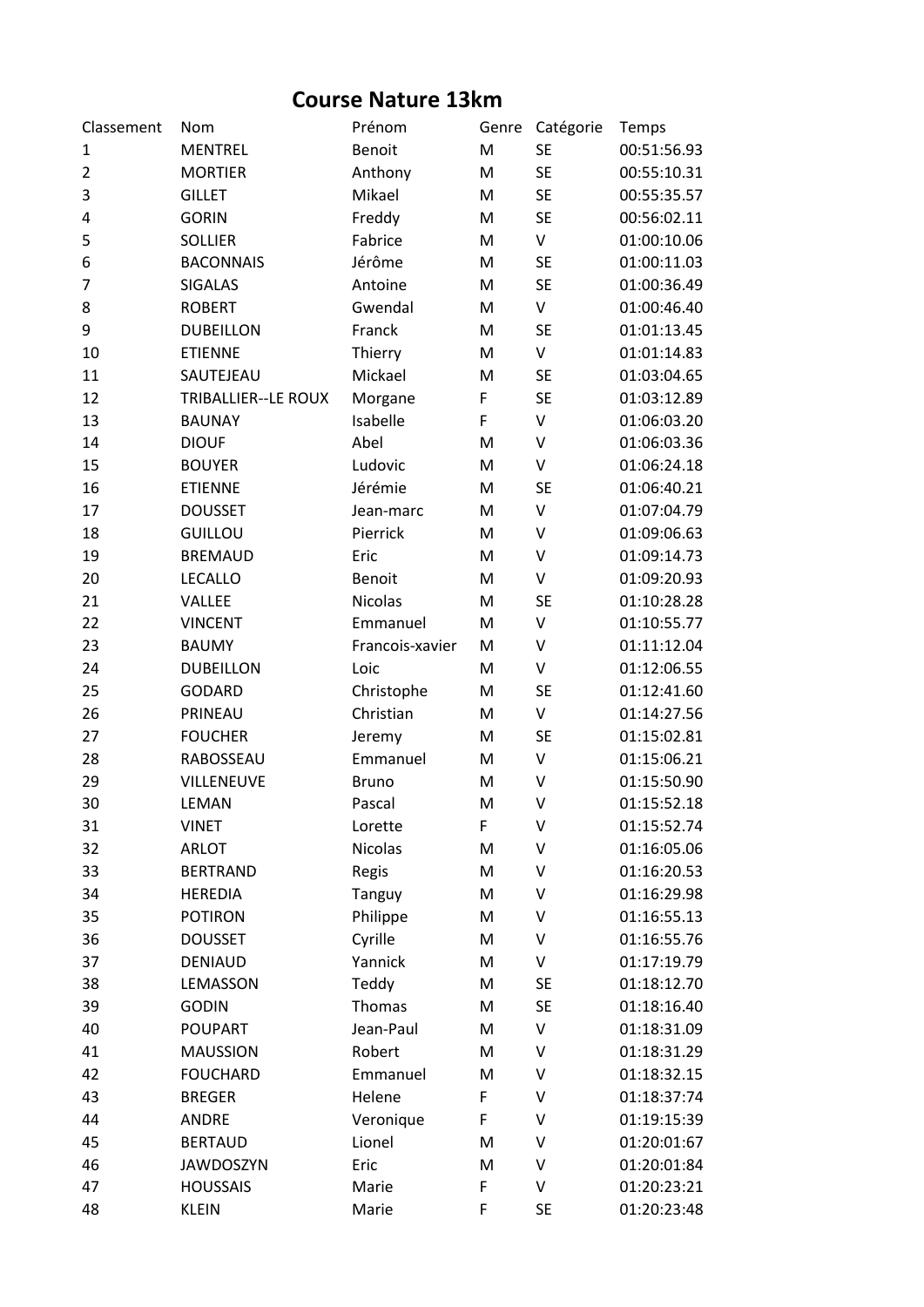# Course Nature 13km

| Classement | Nom | Prénom | Genre | Catégorie | Temps |
|---|---|---|---|---|---|
| 1 | MENTREL | Benoit | M | SE | 00:51:56.93 |
| 2 | MORTIER | Anthony | M | SE | 00:55:10.31 |
| 3 | GILLET | Mikael | M | SE | 00:55:35.57 |
| 4 | GORIN | Freddy | M | SE | 00:56:02.11 |
| 5 | SOLLIER | Fabrice | M | V | 01:00:10.06 |
| 6 | BACONNAIS | Jérôme | M | SE | 01:00:11.03 |
| 7 | SIGALAS | Antoine | M | SE | 01:00:36.49 |
| 8 | ROBERT | Gwendal | M | V | 01:00:46.40 |
| 9 | DUBEILLON | Franck | M | SE | 01:01:13.45 |
| 10 | ETIENNE | Thierry | M | V | 01:01:14.83 |
| 11 | SAUTEJEAU | Mickael | M | SE | 01:03:04.65 |
| 12 | TRIBALLIER--LE ROUX | Morgane | F | SE | 01:03:12.89 |
| 13 | BAUNAY | Isabelle | F | V | 01:06:03.20 |
| 14 | DIOUF | Abel | M | V | 01:06:03.36 |
| 15 | BOUYER | Ludovic | M | V | 01:06:24.18 |
| 16 | ETIENNE | Jérémie | M | SE | 01:06:40.21 |
| 17 | DOUSSET | Jean-marc | M | V | 01:07:04.79 |
| 18 | GUILLOU | Pierrick | M | V | 01:09:06.63 |
| 19 | BREMAUD | Eric | M | V | 01:09:14.73 |
| 20 | LECALLO | Benoit | M | V | 01:09:20.93 |
| 21 | VALLEE | Nicolas | M | SE | 01:10:28.28 |
| 22 | VINCENT | Emmanuel | M | V | 01:10:55.77 |
| 23 | BAUMY | Francois-xavier | M | V | 01:11:12.04 |
| 24 | DUBEILLON | Loic | M | V | 01:12:06.55 |
| 25 | GODARD | Christophe | M | SE | 01:12:41.60 |
| 26 | PRINEAU | Christian | M | V | 01:14:27.56 |
| 27 | FOUCHER | Jeremy | M | SE | 01:15:02.81 |
| 28 | RABOSSEAU | Emmanuel | M | V | 01:15:06.21 |
| 29 | VILLENEUVE | Bruno | M | V | 01:15:50.90 |
| 30 | LEMAN | Pascal | M | V | 01:15:52.18 |
| 31 | VINET | Lorette | F | V | 01:15:52.74 |
| 32 | ARLOT | Nicolas | M | V | 01:16:05.06 |
| 33 | BERTRAND | Regis | M | V | 01:16:20.53 |
| 34 | HEREDIA | Tanguy | M | V | 01:16:29.98 |
| 35 | POTIRON | Philippe | M | V | 01:16:55.13 |
| 36 | DOUSSET | Cyrille | M | V | 01:16:55.76 |
| 37 | DENIAUD | Yannick | M | V | 01:17:19.79 |
| 38 | LEMASSON | Teddy | M | SE | 01:18:12.70 |
| 39 | GODIN | Thomas | M | SE | 01:18:16.40 |
| 40 | POUPART | Jean-Paul | M | V | 01:18:31.09 |
| 41 | MAUSSION | Robert | M | V | 01:18:31.29 |
| 42 | FOUCHARD | Emmanuel | M | V | 01:18:32.15 |
| 43 | BREGER | Helene | F | V | 01:18:37:74 |
| 44 | ANDRE | Veronique | F | V | 01:19:15:39 |
| 45 | BERTAUD | Lionel | M | V | 01:20:01:67 |
| 46 | JAWDOSZYN | Eric | M | V | 01:20:01:84 |
| 47 | HOUSSAIS | Marie | F | V | 01:20:23:21 |
| 48 | KLEIN | Marie | F | SE | 01:20:23:48 |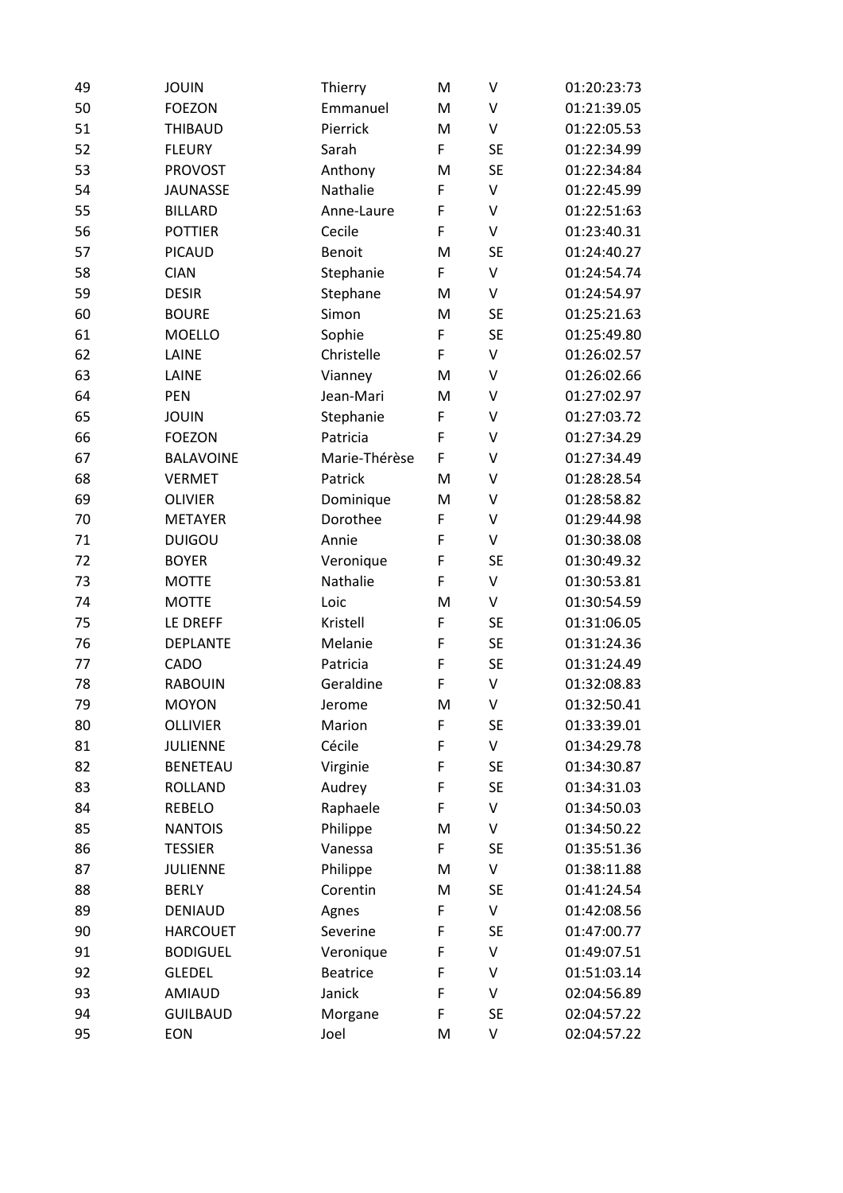| 49 | JOUIN | Thierry | M | V | 01:20:23:73 |
|---|---|---|---|---|---|
| 50 | FOEZON | Emmanuel | M | V | 01:21:39.05 |
| 51 | THIBAUD | Pierrick | M | V | 01:22:05.53 |
| 52 | FLEURY | Sarah | F | SE | 01:22:34.99 |
| 53 | PROVOST | Anthony | M | SE | 01:22:34:84 |
| 54 | JAUNASSE | Nathalie | F | V | 01:22:45.99 |
| 55 | BILLARD | Anne-Laure | F | V | 01:22:51:63 |
| 56 | POTTIER | Cecile | F | V | 01:23:40.31 |
| 57 | PICAUD | Benoit | M | SE | 01:24:40.27 |
| 58 | CIAN | Stephanie | F | V | 01:24:54.74 |
| 59 | DESIR | Stephane | M | V | 01:24:54.97 |
| 60 | BOURE | Simon | M | SE | 01:25:21.63 |
| 61 | MOELLO | Sophie | F | SE | 01:25:49.80 |
| 62 | LAINE | Christelle | F | V | 01:26:02.57 |
| 63 | LAINE | Vianney | M | V | 01:26:02.66 |
| 64 | PEN | Jean-Mari | M | V | 01:27:02.97 |
| 65 | JOUIN | Stephanie | F | V | 01:27:03.72 |
| 66 | FOEZON | Patricia | F | V | 01:27:34.29 |
| 67 | BALAVOINE | Marie-Thérèse | F | V | 01:27:34.49 |
| 68 | VERMET | Patrick | M | V | 01:28:28.54 |
| 69 | OLIVIER | Dominique | M | V | 01:28:58.82 |
| 70 | METAYER | Dorothee | F | V | 01:29:44.98 |
| 71 | DUIGOU | Annie | F | V | 01:30:38.08 |
| 72 | BOYER | Veronique | F | SE | 01:30:49.32 |
| 73 | MOTTE | Nathalie | F | V | 01:30:53.81 |
| 74 | MOTTE | Loic | M | V | 01:30:54.59 |
| 75 | LE DREFF | Kristell | F | SE | 01:31:06.05 |
| 76 | DEPLANTE | Melanie | F | SE | 01:31:24.36 |
| 77 | CADO | Patricia | F | SE | 01:31:24.49 |
| 78 | RABOUIN | Geraldine | F | V | 01:32:08.83 |
| 79 | MOYON | Jerome | M | V | 01:32:50.41 |
| 80 | OLLIVIER | Marion | F | SE | 01:33:39.01 |
| 81 | JULIENNE | Cécile | F | V | 01:34:29.78 |
| 82 | BENETEAU | Virginie | F | SE | 01:34:30.87 |
| 83 | ROLLAND | Audrey | F | SE | 01:34:31.03 |
| 84 | REBELO | Raphaele | F | V | 01:34:50.03 |
| 85 | NANTOIS | Philippe | M | V | 01:34:50.22 |
| 86 | TESSIER | Vanessa | F | SE | 01:35:51.36 |
| 87 | JULIENNE | Philippe | M | V | 01:38:11.88 |
| 88 | BERLY | Corentin | M | SE | 01:41:24.54 |
| 89 | DENIAUD | Agnes | F | V | 01:42:08.56 |
| 90 | HARCOUET | Severine | F | SE | 01:47:00.77 |
| 91 | BODIGUEL | Veronique | F | V | 01:49:07.51 |
| 92 | GLEDEL | Beatrice | F | V | 01:51:03.14 |
| 93 | AMIAUD | Janick | F | V | 02:04:56.89 |
| 94 | GUILBAUD | Morgane | F | SE | 02:04:57.22 |
| 95 | EON | Joel | M | V | 02:04:57.22 |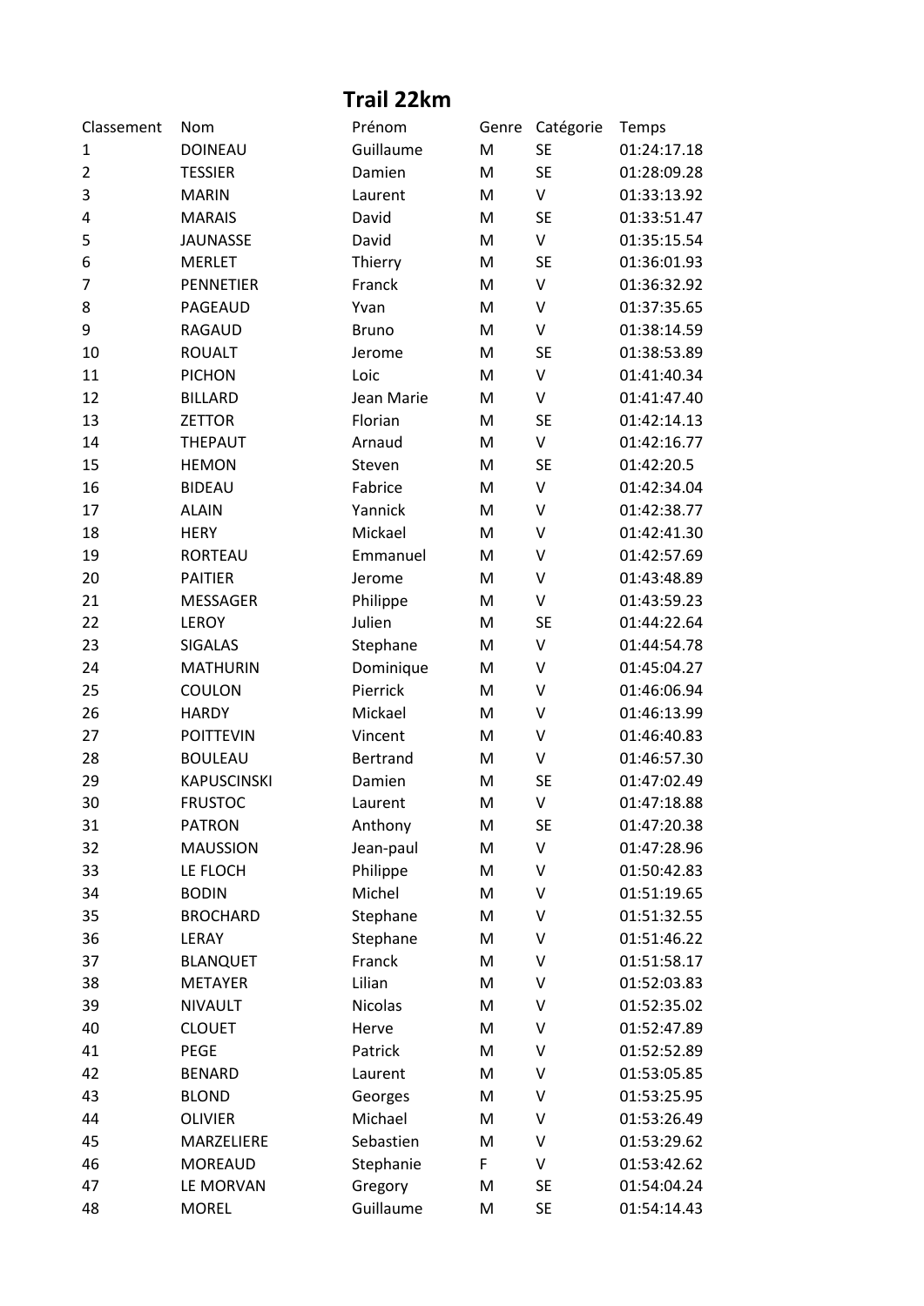# Trail 22km

| Classement | Nom | Prénom | Genre | Catégorie | Temps |
|---|---|---|---|---|---|
| 1 | DOINEAU | Guillaume | M | SE | 01:24:17.18 |
| 2 | TESSIER | Damien | M | SE | 01:28:09.28 |
| 3 | MARIN | Laurent | M | V | 01:33:13.92 |
| 4 | MARAIS | David | M | SE | 01:33:51.47 |
| 5 | JAUNASSE | David | M | V | 01:35:15.54 |
| 6 | MERLET | Thierry | M | SE | 01:36:01.93 |
| 7 | PENNETIER | Franck | M | V | 01:36:32.92 |
| 8 | PAGEAUD | Yvan | M | V | 01:37:35.65 |
| 9 | RAGAUD | Bruno | M | V | 01:38:14.59 |
| 10 | ROUALT | Jerome | M | SE | 01:38:53.89 |
| 11 | PICHON | Loic | M | V | 01:41:40.34 |
| 12 | BILLARD | Jean Marie | M | V | 01:41:47.40 |
| 13 | ZETTOR | Florian | M | SE | 01:42:14.13 |
| 14 | THEPAUT | Arnaud | M | V | 01:42:16.77 |
| 15 | HEMON | Steven | M | SE | 01:42:20.5 |
| 16 | BIDEAU | Fabrice | M | V | 01:42:34.04 |
| 17 | ALAIN | Yannick | M | V | 01:42:38.77 |
| 18 | HERY | Mickael | M | V | 01:42:41.30 |
| 19 | RORTEAU | Emmanuel | M | V | 01:42:57.69 |
| 20 | PAITIER | Jerome | M | V | 01:43:48.89 |
| 21 | MESSAGER | Philippe | M | V | 01:43:59.23 |
| 22 | LEROY | Julien | M | SE | 01:44:22.64 |
| 23 | SIGALAS | Stephane | M | V | 01:44:54.78 |
| 24 | MATHURIN | Dominique | M | V | 01:45:04.27 |
| 25 | COULON | Pierrick | M | V | 01:46:06.94 |
| 26 | HARDY | Mickael | M | V | 01:46:13.99 |
| 27 | POITTEVIN | Vincent | M | V | 01:46:40.83 |
| 28 | BOULEAU | Bertrand | M | V | 01:46:57.30 |
| 29 | KAPUSCINSKI | Damien | M | SE | 01:47:02.49 |
| 30 | FRUSTOC | Laurent | M | V | 01:47:18.88 |
| 31 | PATRON | Anthony | M | SE | 01:47:20.38 |
| 32 | MAUSSION | Jean-paul | M | V | 01:47:28.96 |
| 33 | LE FLOCH | Philippe | M | V | 01:50:42.83 |
| 34 | BODIN | Michel | M | V | 01:51:19.65 |
| 35 | BROCHARD | Stephane | M | V | 01:51:32.55 |
| 36 | LERAY | Stephane | M | V | 01:51:46.22 |
| 37 | BLANQUET | Franck | M | V | 01:51:58.17 |
| 38 | METAYER | Lilian | M | V | 01:52:03.83 |
| 39 | NIVAULT | Nicolas | M | V | 01:52:35.02 |
| 40 | CLOUET | Herve | M | V | 01:52:47.89 |
| 41 | PEGE | Patrick | M | V | 01:52:52.89 |
| 42 | BENARD | Laurent | M | V | 01:53:05.85 |
| 43 | BLOND | Georges | M | V | 01:53:25.95 |
| 44 | OLIVIER | Michael | M | V | 01:53:26.49 |
| 45 | MARZELIERE | Sebastien | M | V | 01:53:29.62 |
| 46 | MOREAUD | Stephanie | F | V | 01:53:42.62 |
| 47 | LE MORVAN | Gregory | M | SE | 01:54:04.24 |
| 48 | MOREL | Guillaume | M | SE | 01:54:14.43 |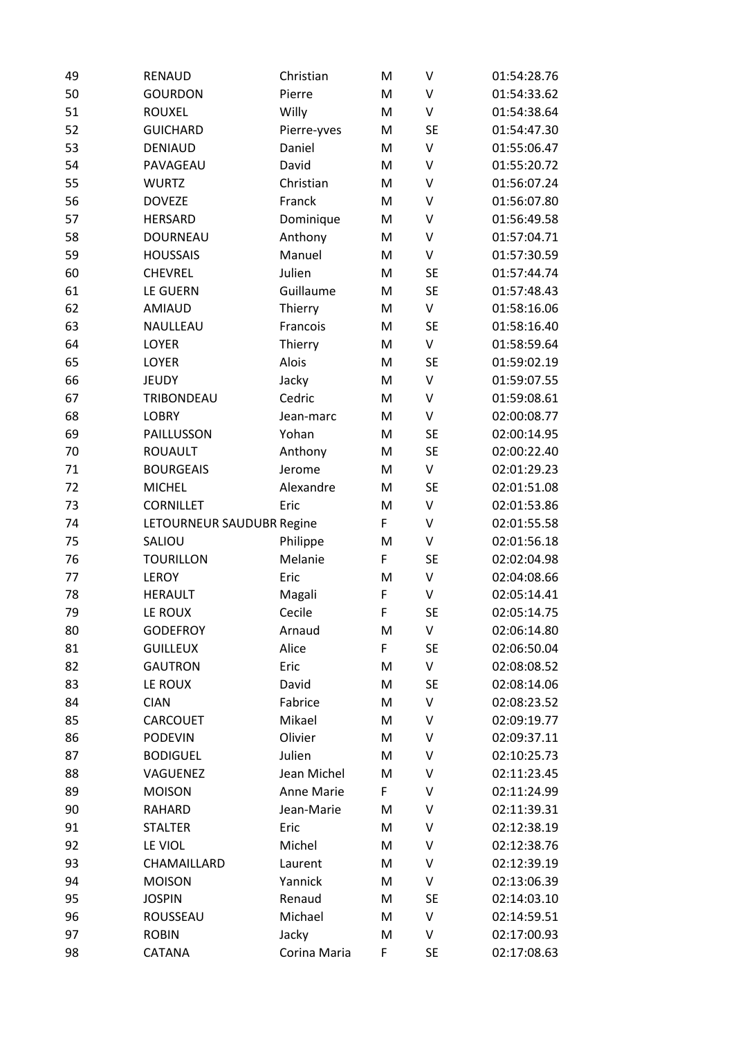| | | | | | |
|---|---|---|---|---|---|
| 49 | RENAUD | Christian | M | V | 01:54:28.76 |
| 50 | GOURDON | Pierre | M | V | 01:54:33.62 |
| 51 | ROUXEL | Willy | M | V | 01:54:38.64 |
| 52 | GUICHARD | Pierre-yves | M | SE | 01:54:47.30 |
| 53 | DENIAUD | Daniel | M | V | 01:55:06.47 |
| 54 | PAVAGEAU | David | M | V | 01:55:20.72 |
| 55 | WURTZ | Christian | M | V | 01:56:07.24 |
| 56 | DOVEZE | Franck | M | V | 01:56:07.80 |
| 57 | HERSARD | Dominique | M | V | 01:56:49.58 |
| 58 | DOURNEAU | Anthony | M | V | 01:57:04.71 |
| 59 | HOUSSAIS | Manuel | M | V | 01:57:30.59 |
| 60 | CHEVREL | Julien | M | SE | 01:57:44.74 |
| 61 | LE GUERN | Guillaume | M | SE | 01:57:48.43 |
| 62 | AMIAUD | Thierry | M | V | 01:58:16.06 |
| 63 | NAULLEAU | Francois | M | SE | 01:58:16.40 |
| 64 | LOYER | Thierry | M | V | 01:58:59.64 |
| 65 | LOYER | Alois | M | SE | 01:59:02.19 |
| 66 | JEUDY | Jacky | M | V | 01:59:07.55 |
| 67 | TRIBONDEAU | Cedric | M | V | 01:59:08.61 |
| 68 | LOBRY | Jean-marc | M | V | 02:00:08.77 |
| 69 | PAILLUSSON | Yohan | M | SE | 02:00:14.95 |
| 70 | ROUAULT | Anthony | M | SE | 02:00:22.40 |
| 71 | BOURGEAIS | Jerome | M | V | 02:01:29.23 |
| 72 | MICHEL | Alexandre | M | SE | 02:01:51.08 |
| 73 | CORNILLET | Eric | M | V | 02:01:53.86 |
| 74 | LETOURNEUR SAUDUBR | Regine | F | V | 02:01:55.58 |
| 75 | SALIOU | Philippe | M | V | 02:01:56.18 |
| 76 | TOURILLON | Melanie | F | SE | 02:02:04.98 |
| 77 | LEROY | Eric | M | V | 02:04:08.66 |
| 78 | HERAULT | Magali | F | V | 02:05:14.41 |
| 79 | LE ROUX | Cecile | F | SE | 02:05:14.75 |
| 80 | GODEFROY | Arnaud | M | V | 02:06:14.80 |
| 81 | GUILLEUX | Alice | F | SE | 02:06:50.04 |
| 82 | GAUTRON | Eric | M | V | 02:08:08.52 |
| 83 | LE ROUX | David | M | SE | 02:08:14.06 |
| 84 | CIAN | Fabrice | M | V | 02:08:23.52 |
| 85 | CARCOUET | Mikael | M | V | 02:09:19.77 |
| 86 | PODEVIN | Olivier | M | V | 02:09:37.11 |
| 87 | BODIGUEL | Julien | M | V | 02:10:25.73 |
| 88 | VAGUENEZ | Jean Michel | M | V | 02:11:23.45 |
| 89 | MOISON | Anne Marie | F | V | 02:11:24.99 |
| 90 | RAHARD | Jean-Marie | M | V | 02:11:39.31 |
| 91 | STALTER | Eric | M | V | 02:12:38.19 |
| 92 | LE VIOL | Michel | M | V | 02:12:38.76 |
| 93 | CHAMAILLARD | Laurent | M | V | 02:12:39.19 |
| 94 | MOISON | Yannick | M | V | 02:13:06.39 |
| 95 | JOSPIN | Renaud | M | SE | 02:14:03.10 |
| 96 | ROUSSEAU | Michael | M | V | 02:14:59.51 |
| 97 | ROBIN | Jacky | M | V | 02:17:00.93 |
| 98 | CATANA | Corina Maria | F | SE | 02:17:08.63 |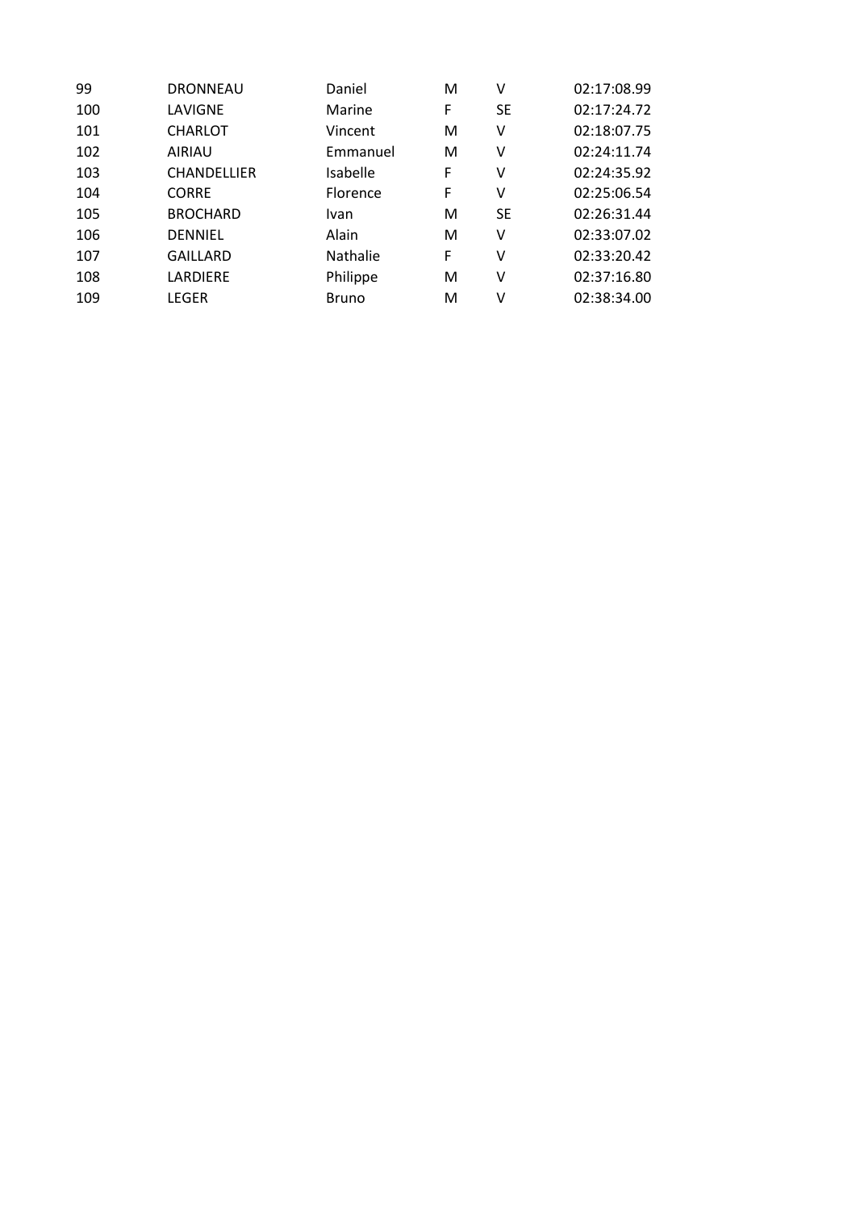| | | | | | |
|---|---|---|---|---|---|
| 99 | DRONNEAU | Daniel | M | V | 02:17:08.99 |
| 100 | LAVIGNE | Marine | F | SE | 02:17:24.72 |
| 101 | CHARLOT | Vincent | M | V | 02:18:07.75 |
| 102 | AIRIAU | Emmanuel | M | V | 02:24:11.74 |
| 103 | CHANDELLIER | Isabelle | F | V | 02:24:35.92 |
| 104 | CORRE | Florence | F | V | 02:25:06.54 |
| 105 | BROCHARD | Ivan | M | SE | 02:26:31.44 |
| 106 | DENNIEL | Alain | M | V | 02:33:07.02 |
| 107 | GAILLARD | Nathalie | F | V | 02:33:20.42 |
| 108 | LARDIERE | Philippe | M | V | 02:37:16.80 |
| 109 | LEGER | Bruno | M | V | 02:38:34.00 |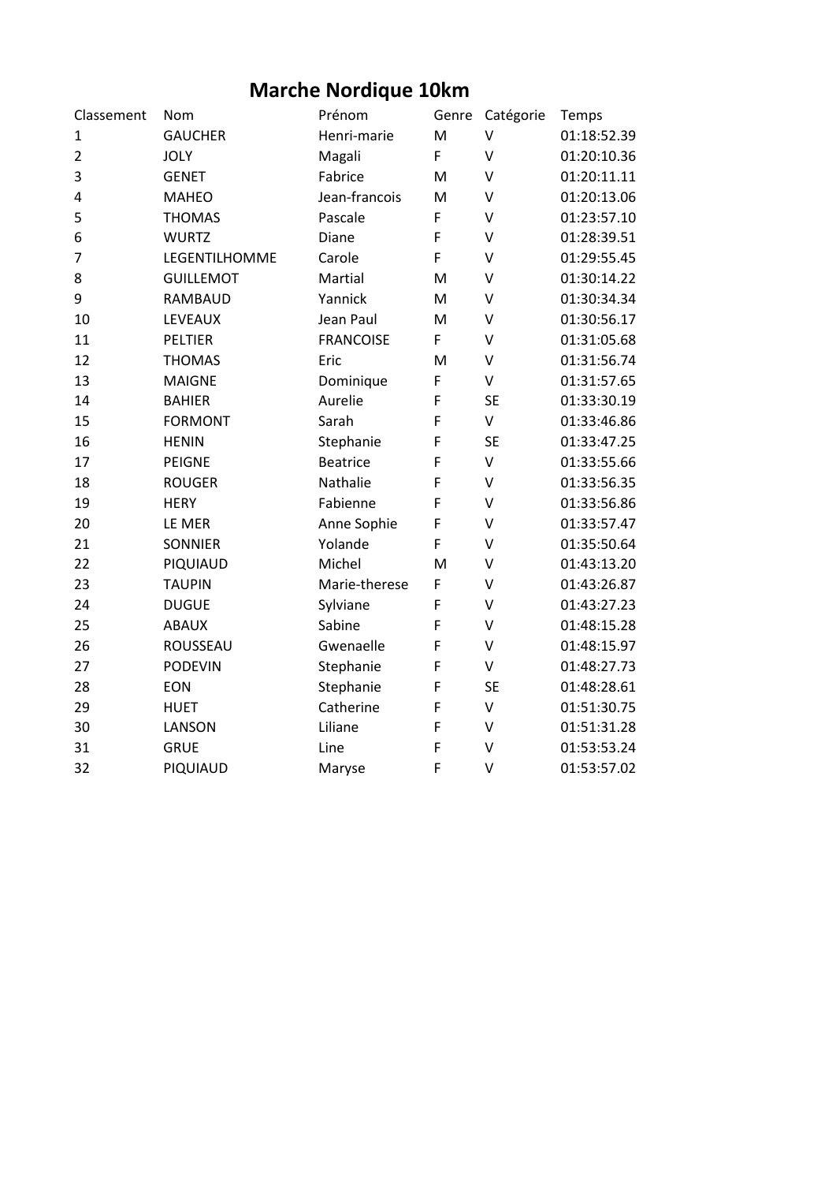# Marche Nordique 10km

| Classement | Nom | Prénom | Genre | Catégorie | Temps |
| --- | --- | --- | --- | --- | --- |
| 1 | GAUCHER | Henri-marie | M | V | 01:18:52.39 |
| 2 | JOLY | Magali | F | V | 01:20:10.36 |
| 3 | GENET | Fabrice | M | V | 01:20:11.11 |
| 4 | MAHEO | Jean-francois | M | V | 01:20:13.06 |
| 5 | THOMAS | Pascale | F | V | 01:23:57.10 |
| 6 | WURTZ | Diane | F | V | 01:28:39.51 |
| 7 | LEGENTILHOMME | Carole | F | V | 01:29:55.45 |
| 8 | GUILLEMOT | Martial | M | V | 01:30:14.22 |
| 9 | RAMBAUD | Yannick | M | V | 01:30:34.34 |
| 10 | LEVEAUX | Jean Paul | M | V | 01:30:56.17 |
| 11 | PELTIER | FRANCOISE | F | V | 01:31:05.68 |
| 12 | THOMAS | Eric | M | V | 01:31:56.74 |
| 13 | MAIGNE | Dominique | F | V | 01:31:57.65 |
| 14 | BAHIER | Aurelie | F | SE | 01:33:30.19 |
| 15 | FORMONT | Sarah | F | V | 01:33:46.86 |
| 16 | HENIN | Stephanie | F | SE | 01:33:47.25 |
| 17 | PEIGNE | Beatrice | F | V | 01:33:55.66 |
| 18 | ROUGER | Nathalie | F | V | 01:33:56.35 |
| 19 | HERY | Fabienne | F | V | 01:33:56.86 |
| 20 | LE MER | Anne Sophie | F | V | 01:33:57.47 |
| 21 | SONNIER | Yolande | F | V | 01:35:50.64 |
| 22 | PIQUIAUD | Michel | M | V | 01:43:13.20 |
| 23 | TAUPIN | Marie-therese | F | V | 01:43:26.87 |
| 24 | DUGUE | Sylviane | F | V | 01:43:27.23 |
| 25 | ABAUX | Sabine | F | V | 01:48:15.28 |
| 26 | ROUSSEAU | Gwenaelle | F | V | 01:48:15.97 |
| 27 | PODEVIN | Stephanie | F | V | 01:48:27.73 |
| 28 | EON | Stephanie | F | SE | 01:48:28.61 |
| 29 | HUET | Catherine | F | V | 01:51:30.75 |
| 30 | LANSON | Liliane | F | V | 01:51:31.28 |
| 31 | GRUE | Line | F | V | 01:53:53.24 |
| 32 | PIQUIAUD | Maryse | F | V | 01:53:57.02 |